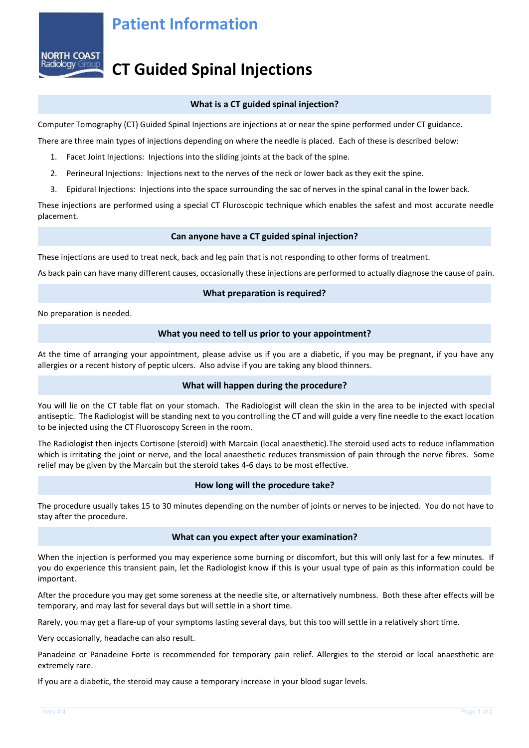# Patient Information

NORTH COAST Radiology Group

# CT Guided Spinal Injections

## What is a CT guided spinal injection?

Computer Tomography (CT) Guided Spinal Injections are injections at or near the spine performed under CT guidance.

There are three main types of injections depending on where the needle is placed. Each of these is described below:

1. Facet Joint Injections: Injections into the sliding joints at the back of the spine.
2. Perineural Injections: Injections next to the nerves of the neck or lower back as they exit the spine.
3. Epidural Injections: Injections into the space surrounding the sac of nerves in the spinal canal in the lower back.

These injections are performed using a special CT Fluroscopic technique which enables the safest and most accurate needle placement.

## Can anyone have a CT guided spinal injection?

These injections are used to treat neck, back and leg pain that is not responding to other forms of treatment.

As back pain can have many different causes, occasionally these injections are performed to actually diagnose the cause of pain.

## What preparation is required?

No preparation is needed.

## What you need to tell us prior to your appointment?

At the time of arranging your appointment, please advise us if you are a diabetic, if you may be pregnant, if you have any allergies or a recent history of peptic ulcers. Also advise if you are taking any blood thinners.

## What will happen during the procedure?

You will lie on the CT table flat on your stomach. The Radiologist will clean the skin in the area to be injected with special antiseptic. The Radiologist will be standing next to you controlling the CT and will guide a very fine needle to the exact location to be injected using the CT Fluoroscopy Screen in the room.

The Radiologist then injects Cortisone (steroid) with Marcain (local anaesthetic).The steroid used acts to reduce inflammation which is irritating the joint or nerve, and the local anaesthetic reduces transmission of pain through the nerve fibres. Some relief may be given by the Marcain but the steroid takes 4-6 days to be most effective.

## How long will the procedure take?

The procedure usually takes 15 to 30 minutes depending on the number of joints or nerves to be injected. You do not have to stay after the procedure.

## What can you expect after your examination?

When the injection is performed you may experience some burning or discomfort, but this will only last for a few minutes. If you do experience this transient pain, let the Radiologist know if this is your usual type of pain as this information could be important.

After the procedure you may get some soreness at the needle site, or alternatively numbness. Both these after effects will be temporary, and may last for several days but will settle in a short time.

Rarely, you may get a flare-up of your symptoms lasting several days, but this too will settle in a relatively short time.

Very occasionally, headache can also result.

Panadeine or Panadeine Forte is recommended for temporary pain relief. Allergies to the steroid or local anaesthetic are extremely rare.

If you are a diabetic, the steroid may cause a temporary increase in your blood sugar levels.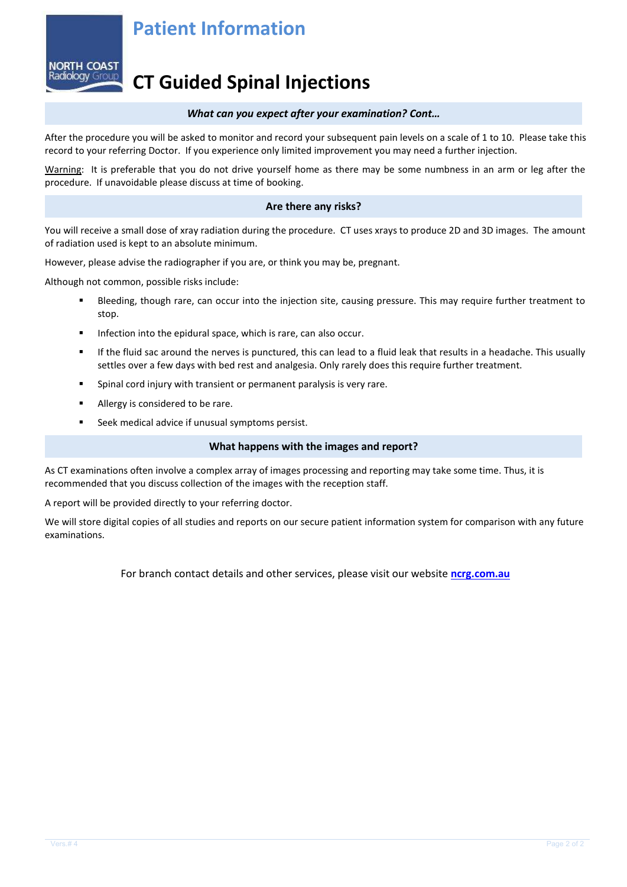# Patient Information

# CT Guided Spinal Injections

### *What can you expect after your examination? Cont…*

After the procedure you will be asked to monitor and record your subsequent pain levels on a scale of 1 to 10. Please take this record to your referring Doctor. If you experience only limited improvement you may need a further injection.

Warning: It is preferable that you do not drive yourself home as there may be some numbness in an arm or leg after the procedure. If unavoidable please discuss at time of booking.

### Are there any risks?

You will receive a small dose of xray radiation during the procedure. CT uses xrays to produce 2D and 3D images. The amount of radiation used is kept to an absolute minimum.

However, please advise the radiographer if you are, or think you may be, pregnant.

Although not common, possible risks include:

- Bleeding, though rare, can occur into the injection site, causing pressure. This may require further treatment to stop.
- Infection into the epidural space, which is rare, can also occur.
- If the fluid sac around the nerves is punctured, this can lead to a fluid leak that results in a headache. This usually settles over a few days with bed rest and analgesia. Only rarely does this require further treatment.
- Spinal cord injury with transient or permanent paralysis is very rare.
- Allergy is considered to be rare.
- Seek medical advice if unusual symptoms persist.

### What happens with the images and report?

As CT examinations often involve a complex array of images processing and reporting may take some time. Thus, it is recommended that you discuss collection of the images with the reception staff.

A report will be provided directly to your referring doctor.

We will store digital copies of all studies and reports on our secure patient information system for comparison with any future examinations.

For branch contact details and other services, please visit our website **ncrg.com.au**